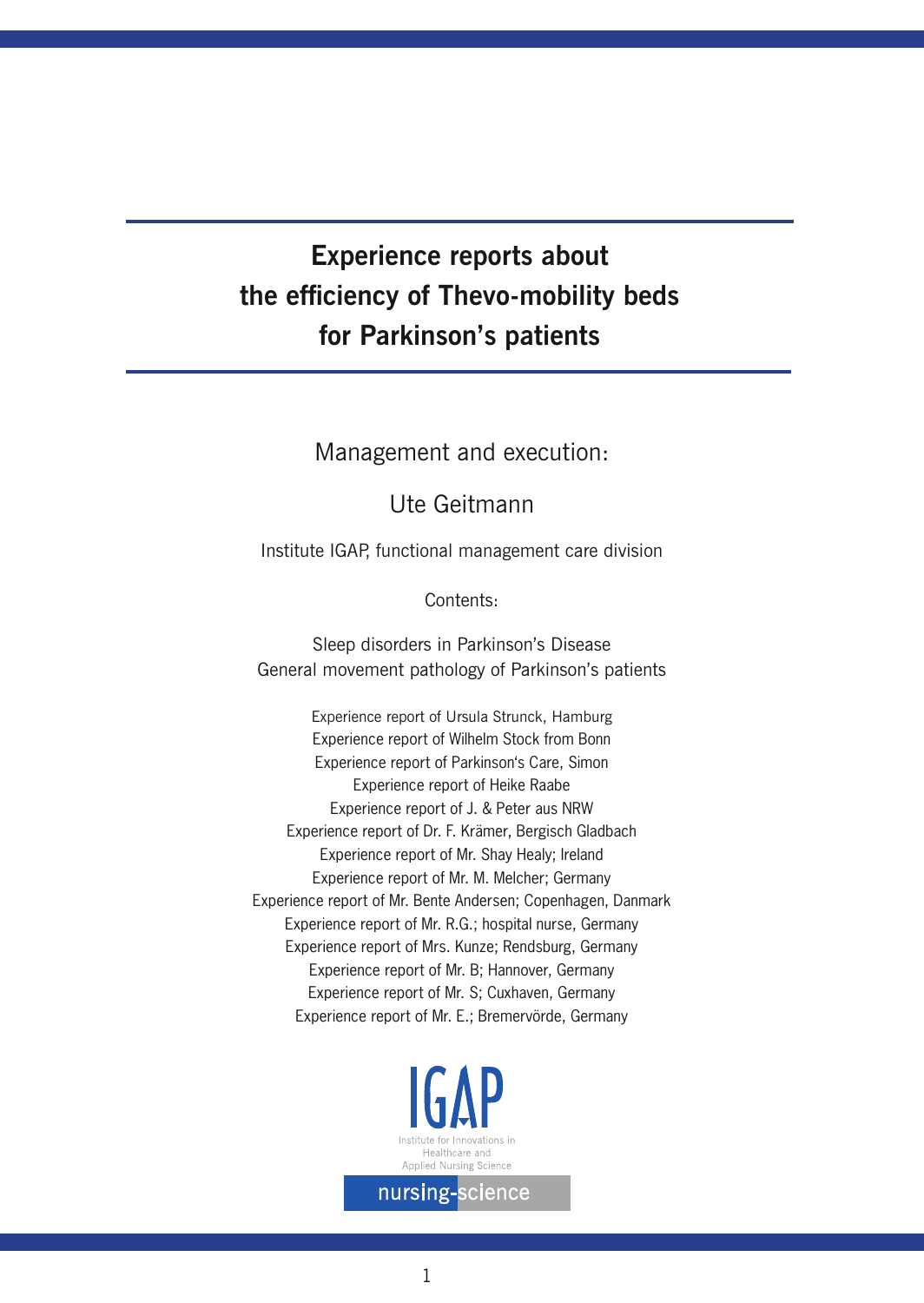# Experience reports about the efficiency of Thevo-mobility beds for Parkinson's patients

Management and execution:

Ute Geitmann

Institute IGAP, functional management care division

Contents:

Sleep disorders in Parkinson's Disease
General movement pathology of Parkinson's patients

Experience report of Ursula Strunck, Hamburg
Experience report of Wilhelm Stock from Bonn
Experience report of Parkinson's Care, Simon
Experience report of Heike Raabe
Experience report of J. & Peter aus NRW
Experience report of Dr. F. Krämer, Bergisch Gladbach
Experience report of Mr. Shay Healy; Ireland
Experience report of Mr. M. Melcher; Germany
Experience report of Mr. Bente Andersen; Copenhagen, Danmark
Experience report of Mr. R.G.; hospital nurse, Germany
Experience report of Mrs. Kunze; Rendsburg, Germany
Experience report of Mr. B; Hannover, Germany
Experience report of Mr. S; Cuxhaven, Germany
Experience report of Mr. E.; Bremervörde, Germany

IGAP
Institute for Innovations in Healthcare and Applied Nursing Science

nursing-science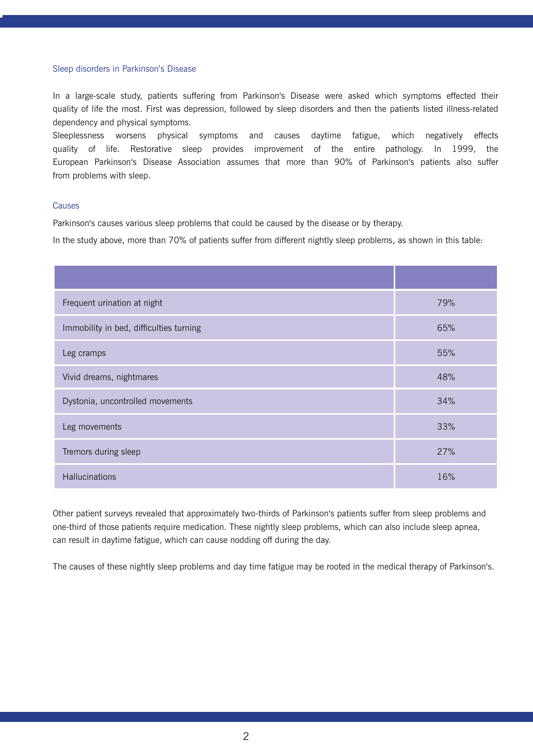## Sleep disorders in Parkinson's Disease

In a large-scale study, patients suffering from Parkinson's Disease were asked which symptoms effected their quality of life the most. First was depression, followed by sleep disorders and then the patients listed illness-related dependency and physical symptoms.
Sleeplessness worsens physical symptoms and causes daytime fatigue, which negatively effects quality of life. Restorative sleep provides improvement of the entire pathology. In 1999, the European Parkinson's Disease Association assumes that more than 90% of Parkinson's patients also suffer from problems with sleep.

## Causes

Parkinson's causes various sleep problems that could be caused by the disease or by therapy.

In the study above, more than 70% of patients suffer from different nightly sleep problems, as shown in this table:

| | |
|---|---|
| Frequent urination at night | 79% |
| Immobility in bed, difficulties turning | 65% |
| Leg cramps | 55% |
| Vivid dreams, nightmares | 48% |
| Dystonia, uncontrolled movements | 34% |
| Leg movements | 33% |
| Tremors during sleep | 27% |
| Hallucinations | 16% |

Other patient surveys revealed that approximately two-thirds of Parkinson's patients suffer from sleep problems and one-third of those patients require medication. These nightly sleep problems, which can also include sleep apnea, can result in daytime fatigue, which can cause nodding off during the day.

The causes of these nightly sleep problems and day time fatigue may be rooted in the medical therapy of Parkinson's.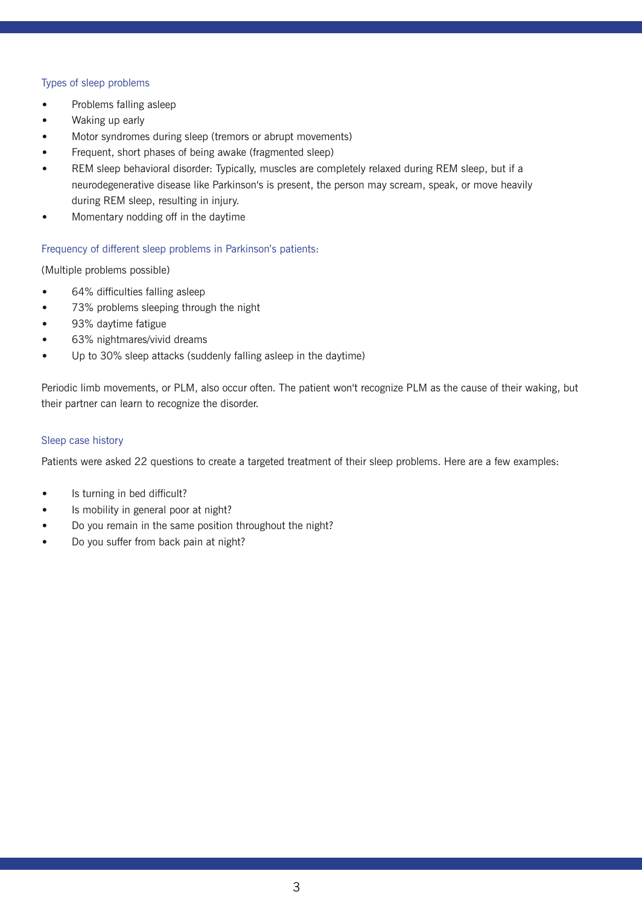### Types of sleep problems

- Problems falling asleep
- Waking up early
- Motor syndromes during sleep (tremors or abrupt movements)
- Frequent, short phases of being awake (fragmented sleep)
- REM sleep behavioral disorder: Typically, muscles are completely relaxed during REM sleep, but if a neurodegenerative disease like Parkinson's is present, the person may scream, speak, or move heavily during REM sleep, resulting in injury.
- Momentary nodding off in the daytime

### Frequency of different sleep problems in Parkinson's patients:

(Multiple problems possible)

- 64% difficulties falling asleep
- 73% problems sleeping through the night
- 93% daytime fatigue
- 63% nightmares/vivid dreams
- Up to 30% sleep attacks (suddenly falling asleep in the daytime)

Periodic limb movements, or PLM, also occur often. The patient won't recognize PLM as the cause of their waking, but their partner can learn to recognize the disorder.

### Sleep case history

Patients were asked 22 questions to create a targeted treatment of their sleep problems. Here are a few examples:

- Is turning in bed difficult?
- Is mobility in general poor at night?
- Do you remain in the same position throughout the night?
- Do you suffer from back pain at night?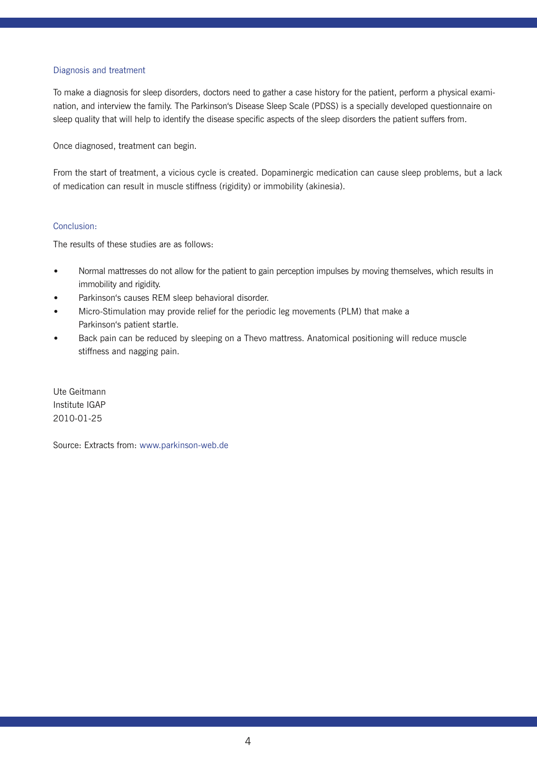## Diagnosis and treatment

To make a diagnosis for sleep disorders, doctors need to gather a case history for the patient, perform a physical examination, and interview the family. The Parkinson's Disease Sleep Scale (PDSS) is a specially developed questionnaire on sleep quality that will help to identify the disease specific aspects of the sleep disorders the patient suffers from.

Once diagnosed, treatment can begin.

From the start of treatment, a vicious cycle is created. Dopaminergic medication can cause sleep problems, but a lack of medication can result in muscle stiffness (rigidity) or immobility (akinesia).

## Conclusion:

The results of these studies are as follows:

- Normal mattresses do not allow for the patient to gain perception impulses by moving themselves, which results in immobility and rigidity.
- Parkinson's causes REM sleep behavioral disorder.
- Micro-Stimulation may provide relief for the periodic leg movements (PLM) that make a Parkinson's patient startle.
- Back pain can be reduced by sleeping on a Thevo mattress. Anatomical positioning will reduce muscle stiffness and nagging pain.

Ute Geitmann
Institute IGAP
2010-01-25

Source: Extracts from: www.parkinson-web.de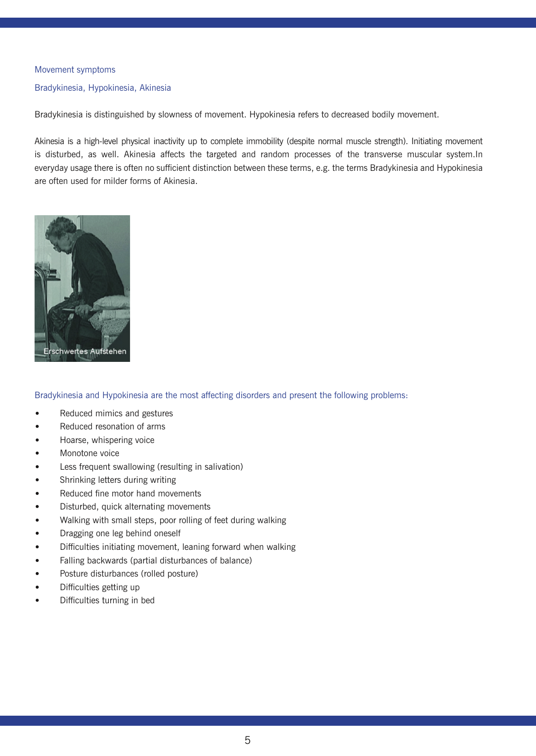## Movement symptoms

### Bradykinesia, Hypokinesia, Akinesia

Bradykinesia is distinguished by slowness of movement. Hypokinesia refers to decreased bodily movement.

Akinesia is a high-level physical inactivity up to complete immobility (despite normal muscle strength). Initiating movement is disturbed, as well. Akinesia affects the targeted and random processes of the transverse muscular system.In everyday usage there is often no sufficient distinction between these terms, e.g. the terms Bradykinesia and Hypokinesia are often used for milder forms of Akinesia.

Erschwertes Aufstehen

### Bradykinesia and Hypokinesia are the most affecting disorders and present the following problems:

- Reduced mimics and gestures
- Reduced resonation of arms
- Hoarse, whispering voice
- Monotone voice
- Less frequent swallowing (resulting in salivation)
- Shrinking letters during writing
- Reduced fine motor hand movements
- Disturbed, quick alternating movements
- Walking with small steps, poor rolling of feet during walking
- Dragging one leg behind oneself
- Difficulties initiating movement, leaning forward when walking
- Falling backwards (partial disturbances of balance)
- Posture disturbances (rolled posture)
- Difficulties getting up
- Difficulties turning in bed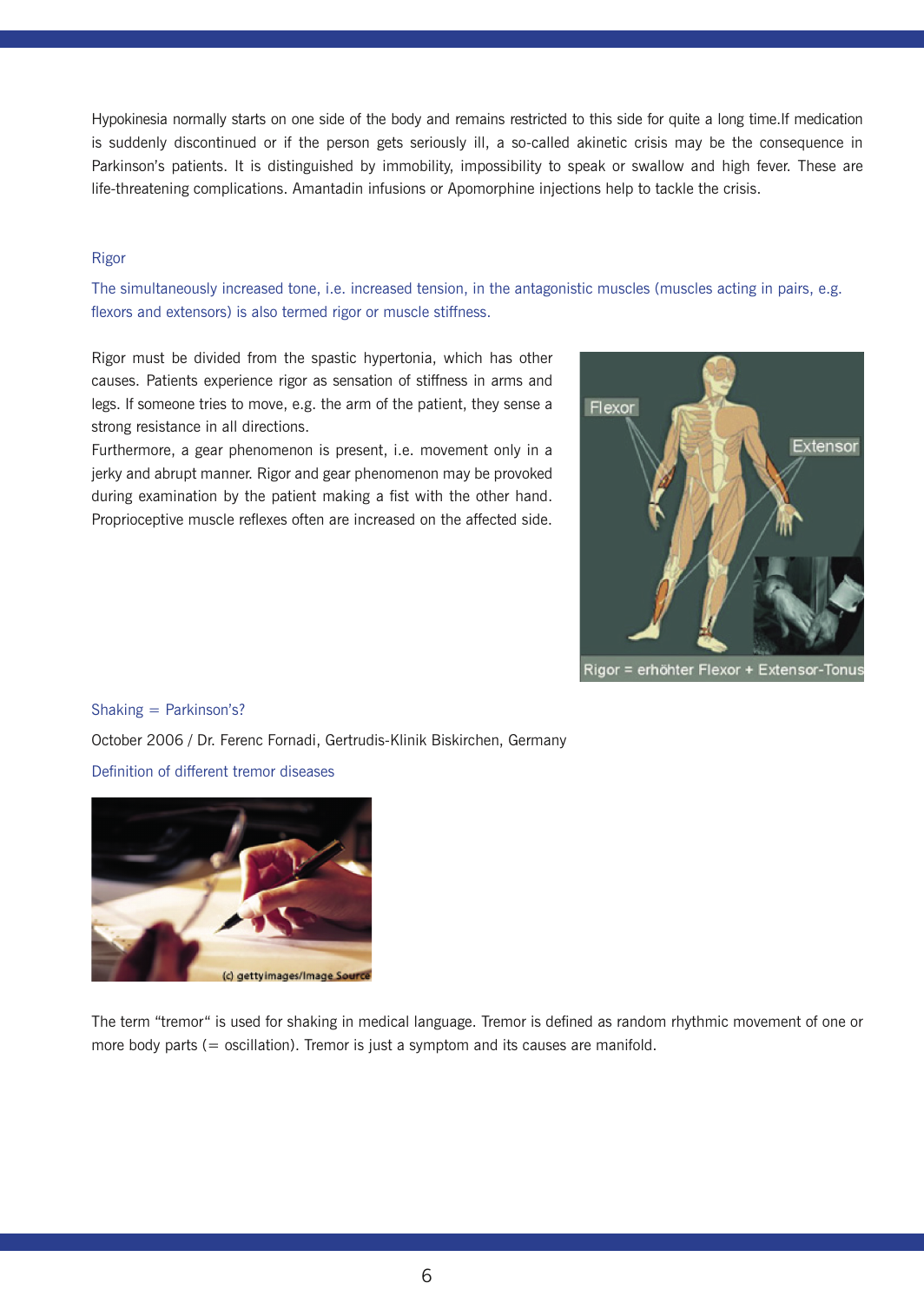Hypokinesia normally starts on one side of the body and remains restricted to this side for quite a long time.If medication is suddenly discontinued or if the person gets seriously ill, a so-called akinetic crisis may be the consequence in Parkinson's patients. It is distinguished by immobility, impossibility to speak or swallow and high fever. These are life-threatening complications. Amantadin infusions or Apomorphine injections help to tackle the crisis.

## Rigor

The simultaneously increased tone, i.e. increased tension, in the antagonistic muscles (muscles acting in pairs, e.g. flexors and extensors) is also termed rigor or muscle stiffness.

Rigor must be divided from the spastic hypertonia, which has other causes. Patients experience rigor as sensation of stiffness in arms and legs. If someone tries to move, e.g. the arm of the patient, they sense a strong resistance in all directions.

Furthermore, a gear phenomenon is present, i.e. movement only in a jerky and abrupt manner. Rigor and gear phenomenon may be provoked during examination by the patient making a fist with the other hand. Proprioceptive muscle reflexes often are increased on the affected side.

Rigor = erhöhter Flexor + Extensor-Tonus

## Shaking = Parkinson's?

October 2006 / Dr. Ferenc Fornadi, Gertrudis-Klinik Biskirchen, Germany

### Definition of different tremor diseases

(c) gettyimages/Image Source

The term "tremor" is used for shaking in medical language. Tremor is defined as random rhythmic movement of one or more body parts (= oscillation). Tremor is just a symptom and its causes are manifold.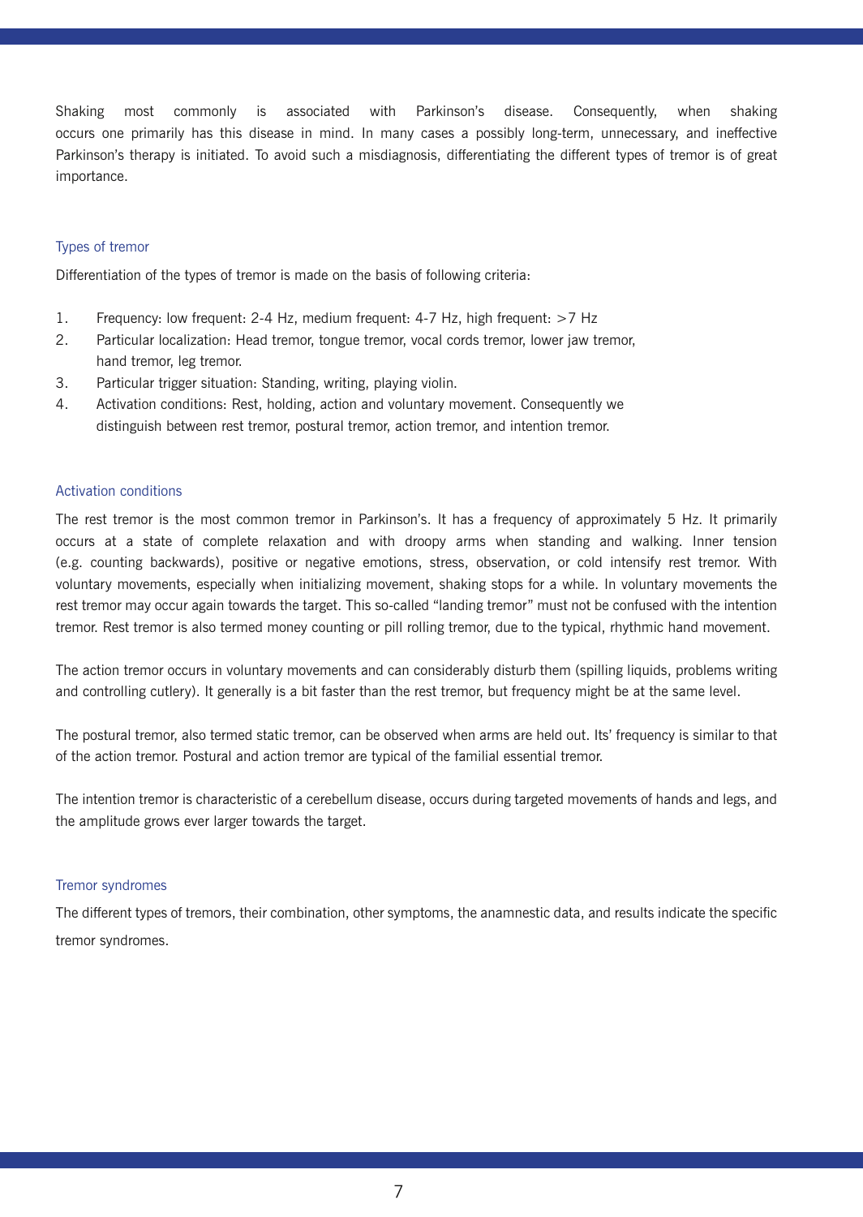Shaking most commonly is associated with Parkinson's disease. Consequently, when shaking occurs one primarily has this disease in mind. In many cases a possibly long-term, unnecessary, and ineffective Parkinson's therapy is initiated. To avoid such a misdiagnosis, differentiating the different types of tremor is of great importance.

## Types of tremor

Differentiation of the types of tremor is made on the basis of following criteria:

1. Frequency: low frequent: 2-4 Hz, medium frequent: 4-7 Hz, high frequent: >7 Hz
2. Particular localization: Head tremor, tongue tremor, vocal cords tremor, lower jaw tremor, hand tremor, leg tremor.
3. Particular trigger situation: Standing, writing, playing violin.
4. Activation conditions: Rest, holding, action and voluntary movement. Consequently we distinguish between rest tremor, postural tremor, action tremor, and intention tremor.

## Activation conditions

The rest tremor is the most common tremor in Parkinson's. It has a frequency of approximately 5 Hz. It primarily occurs at a state of complete relaxation and with droopy arms when standing and walking. Inner tension (e.g. counting backwards), positive or negative emotions, stress, observation, or cold intensify rest tremor. With voluntary movements, especially when initializing movement, shaking stops for a while. In voluntary movements the rest tremor may occur again towards the target. This so-called "landing tremor" must not be confused with the intention tremor. Rest tremor is also termed money counting or pill rolling tremor, due to the typical, rhythmic hand movement.

The action tremor occurs in voluntary movements and can considerably disturb them (spilling liquids, problems writing and controlling cutlery). It generally is a bit faster than the rest tremor, but frequency might be at the same level.

The postural tremor, also termed static tremor, can be observed when arms are held out. Its' frequency is similar to that of the action tremor. Postural and action tremor are typical of the familial essential tremor.

The intention tremor is characteristic of a cerebellum disease, occurs during targeted movements of hands and legs, and the amplitude grows ever larger towards the target.

## Tremor syndromes

The different types of tremors, their combination, other symptoms, the anamnestic data, and results indicate the specific tremor syndromes.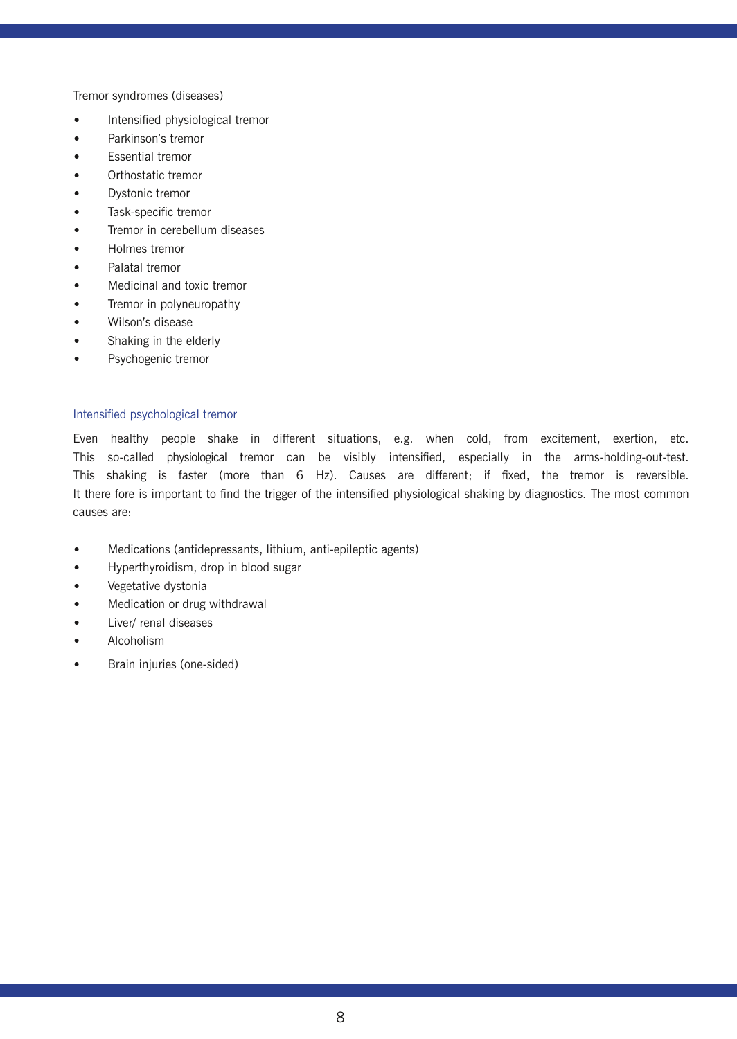Tremor syndromes (diseases)

- Intensified physiological tremor
- Parkinson's tremor
- Essential tremor
- Orthostatic tremor
- Dystonic tremor
- Task-specific tremor
- Tremor in cerebellum diseases
- Holmes tremor
- Palatal tremor
- Medicinal and toxic tremor
- Tremor in polyneuropathy
- Wilson's disease
- Shaking in the elderly
- Psychogenic tremor

## Intensified psychological tremor

Even healthy people shake in different situations, e.g. when cold, from excitement, exertion, etc. This so-called physiological tremor can be visibly intensified, especially in the arms-holding-out-test. This shaking is faster (more than 6 Hz). Causes are different; if fixed, the tremor is reversible. It there fore is important to find the trigger of the intensified physiological shaking by diagnostics. The most common causes are:

- Medications (antidepressants, lithium, anti-epileptic agents)
- Hyperthyroidism, drop in blood sugar
- Vegetative dystonia
- Medication or drug withdrawal
- Liver/ renal diseases
- Alcoholism
- Brain injuries (one-sided)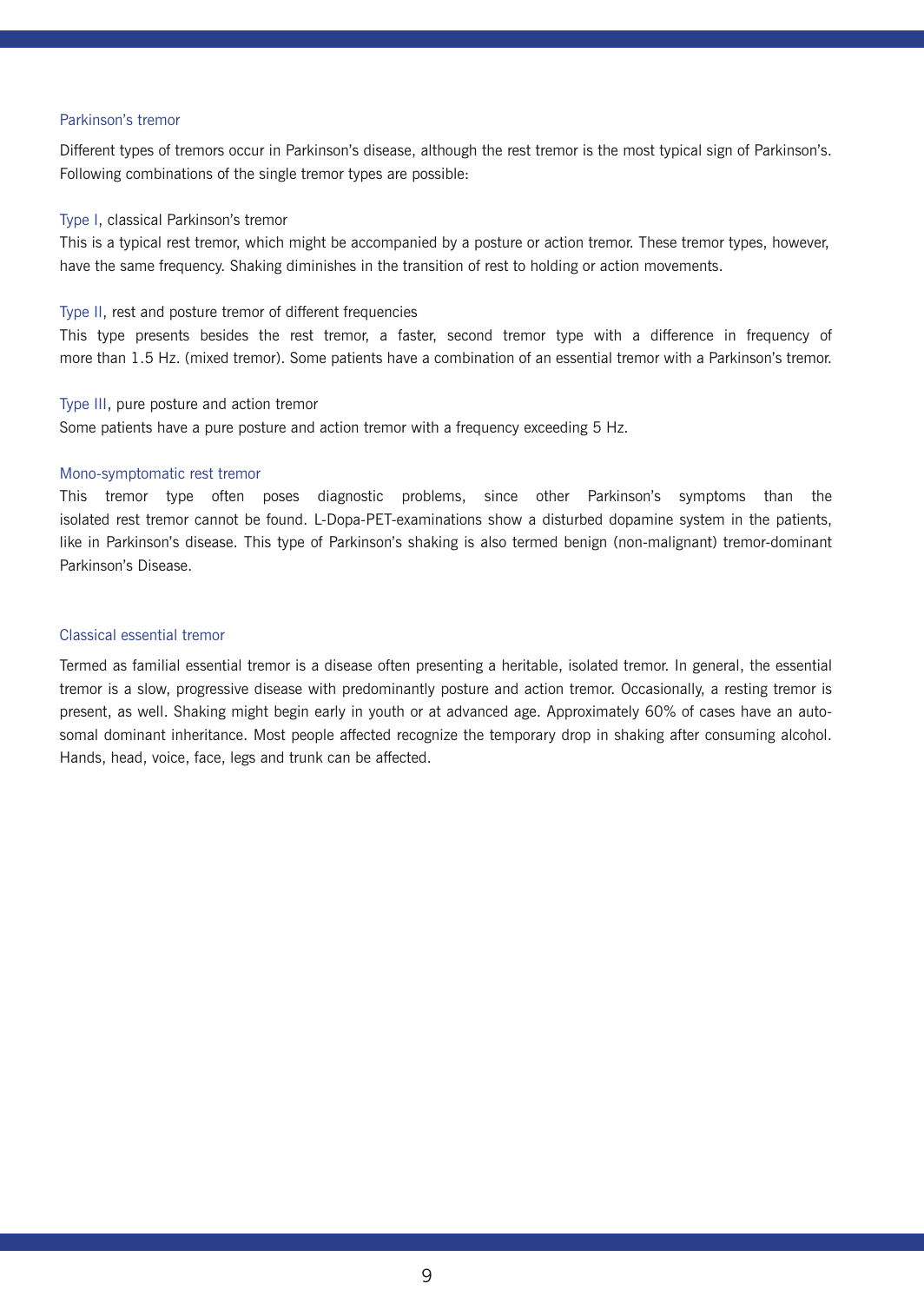## Parkinson's tremor

Different types of tremors occur in Parkinson's disease, although the rest tremor is the most typical sign of Parkinson's. Following combinations of the single tremor types are possible:

### Type I, classical Parkinson's tremor

This is a typical rest tremor, which might be accompanied by a posture or action tremor. These tremor types, however, have the same frequency. Shaking diminishes in the transition of rest to holding or action movements.

### Type II, rest and posture tremor of different frequencies

This type presents besides the rest tremor, a faster, second tremor type with a difference in frequency of more than 1.5 Hz. (mixed tremor). Some patients have a combination of an essential tremor with a Parkinson's tremor.

### Type III, pure posture and action tremor

Some patients have a pure posture and action tremor with a frequency exceeding 5 Hz.

### Mono-symptomatic rest tremor

This tremor type often poses diagnostic problems, since other Parkinson's symptoms than the isolated rest tremor cannot be found. L-Dopa-PET-examinations show a disturbed dopamine system in the patients, like in Parkinson's disease. This type of Parkinson's shaking is also termed benign (non-malignant) tremor-dominant Parkinson's Disease.

## Classical essential tremor

Termed as familial essential tremor is a disease often presenting a heritable, isolated tremor. In general, the essential tremor is a slow, progressive disease with predominantly posture and action tremor. Occasionally, a resting tremor is present, as well. Shaking might begin early in youth or at advanced age. Approximately 60% of cases have an auto-somal dominant inheritance. Most people affected recognize the temporary drop in shaking after consuming alcohol. Hands, head, voice, face, legs and trunk can be affected.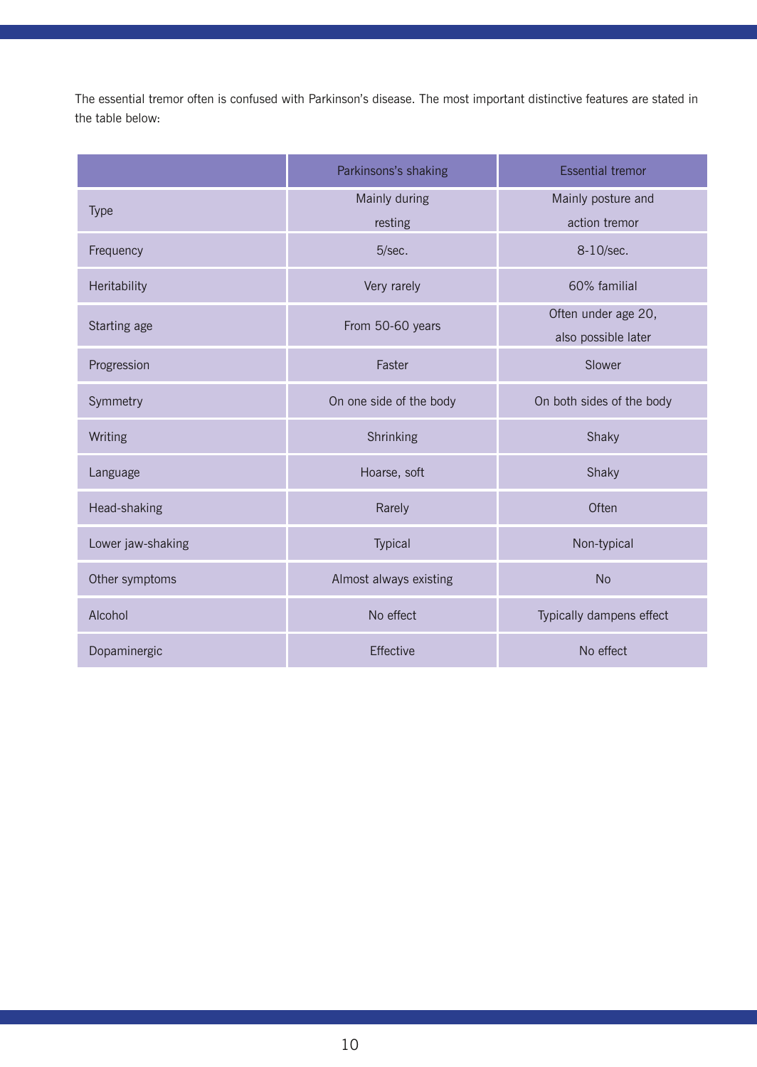The essential tremor often is confused with Parkinson's disease. The most important distinctive features are stated in the table below:

| | Parkinsons's shaking | Essential tremor |
|---|---|---|
| Type | Mainly during resting | Mainly posture and action tremor |
| Frequency | 5/sec. | 8-10/sec. |
| Heritability | Very rarely | 60% familial |
| Starting age | From 50-60 years | Often under age 20, also possible later |
| Progression | Faster | Slower |
| Symmetry | On one side of the body | On both sides of the body |
| Writing | Shrinking | Shaky |
| Language | Hoarse, soft | Shaky |
| Head-shaking | Rarely | Often |
| Lower jaw-shaking | Typical | Non-typical |
| Other symptoms | Almost always existing | No |
| Alcohol | No effect | Typically dampens effect |
| Dopaminergic | Effective | No effect |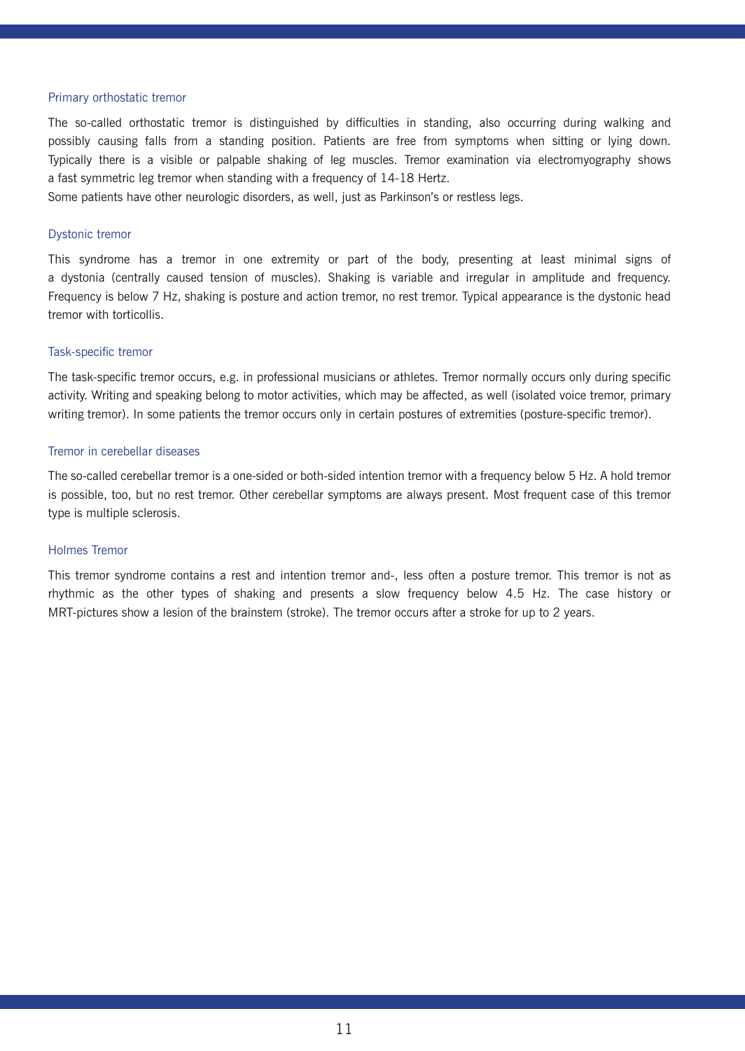### Primary orthostatic tremor

The so-called orthostatic tremor is distinguished by difficulties in standing, also occurring during walking and possibly causing falls from a standing position. Patients are free from symptoms when sitting or lying down. Typically there is a visible or palpable shaking of leg muscles. Tremor examination via electromyography shows a fast symmetric leg tremor when standing with a frequency of 14-18 Hertz.
Some patients have other neurologic disorders, as well, just as Parkinson's or restless legs.

### Dystonic tremor

This syndrome has a tremor in one extremity or part of the body, presenting at least minimal signs of a dystonia (centrally caused tension of muscles). Shaking is variable and irregular in amplitude and frequency. Frequency is below 7 Hz, shaking is posture and action tremor, no rest tremor. Typical appearance is the dystonic head tremor with torticollis.

### Task-specific tremor

The task-specific tremor occurs, e.g. in professional musicians or athletes. Tremor normally occurs only during specific activity. Writing and speaking belong to motor activities, which may be affected, as well (isolated voice tremor, primary writing tremor). In some patients the tremor occurs only in certain postures of extremities (posture-specific tremor).

### Tremor in cerebellar diseases

The so-called cerebellar tremor is a one-sided or both-sided intention tremor with a frequency below 5 Hz. A hold tremor is possible, too, but no rest tremor. Other cerebellar symptoms are always present. Most frequent case of this tremor type is multiple sclerosis.

### Holmes Tremor

This tremor syndrome contains a rest and intention tremor and-, less often a posture tremor. This tremor is not as rhythmic as the other types of shaking and presents a slow frequency below 4.5 Hz. The case history or MRT-pictures show a lesion of the brainstem (stroke). The tremor occurs after a stroke for up to 2 years.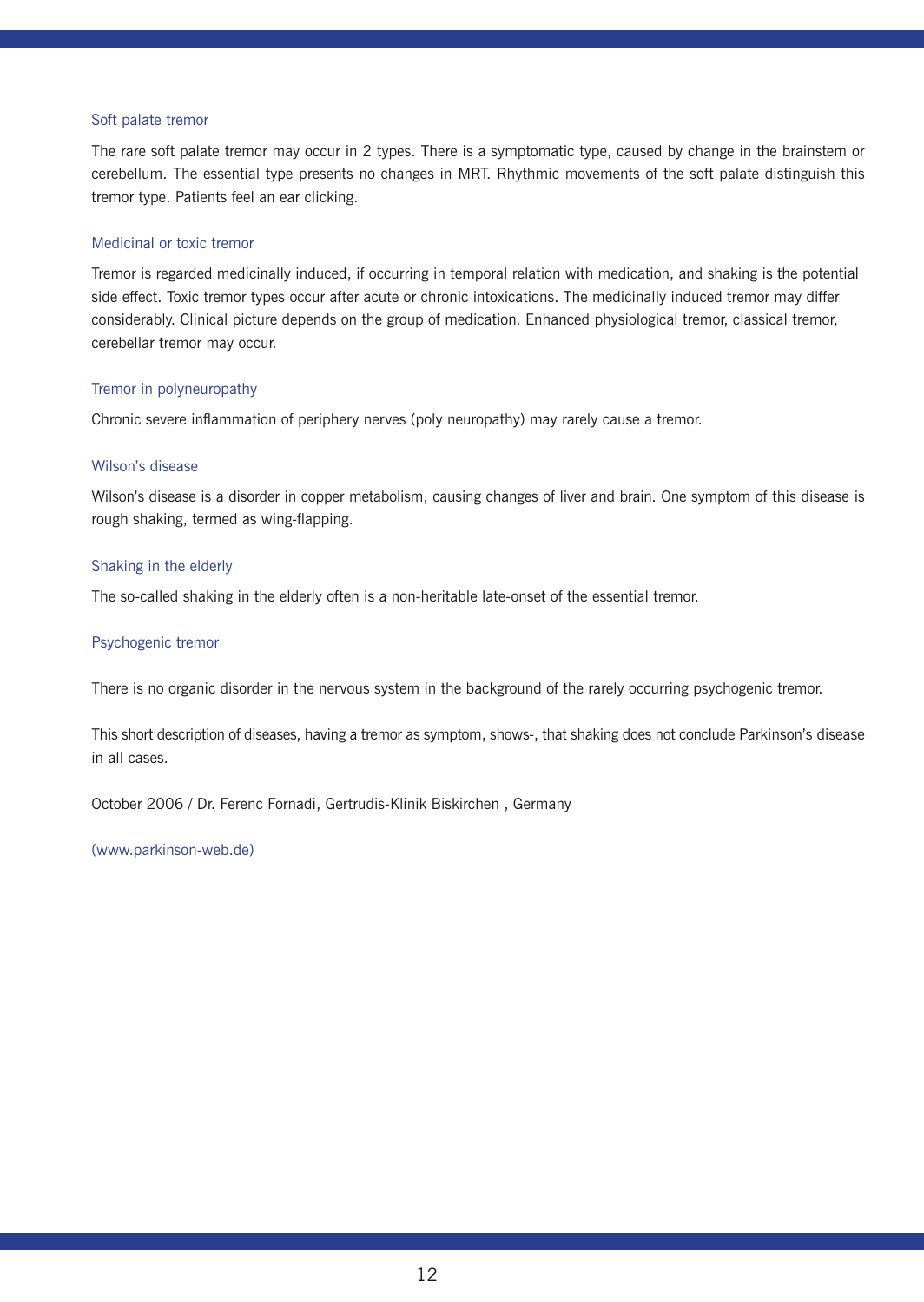### Soft palate tremor

The rare soft palate tremor may occur in 2 types. There is a symptomatic type, caused by change in the brainstem or cerebellum. The essential type presents no changes in MRT. Rhythmic movements of the soft palate distinguish this tremor type. Patients feel an ear clicking.

### Medicinal or toxic tremor

Tremor is regarded medicinally induced, if occurring in temporal relation with medication, and shaking is the potential side effect. Toxic tremor types occur after acute or chronic intoxications. The medicinally induced tremor may differ considerably. Clinical picture depends on the group of medication. Enhanced physiological tremor, classical tremor, cerebellar tremor may occur.

### Tremor in polyneuropathy

Chronic severe inflammation of periphery nerves (poly neuropathy) may rarely cause a tremor.

### Wilson's disease

Wilson's disease is a disorder in copper metabolism, causing changes of liver and brain. One symptom of this disease is rough shaking, termed as wing-flapping.

### Shaking in the elderly

The so-called shaking in the elderly often is a non-heritable late-onset of the essential tremor.

### Psychogenic tremor

There is no organic disorder in the nervous system in the background of the rarely occurring psychogenic tremor.

This short description of diseases, having a tremor as symptom, shows-, that shaking does not conclude Parkinson's disease in all cases.

October 2006 / Dr. Ferenc Fornadi, Gertrudis-Klinik Biskirchen , Germany

(www.parkinson-web.de)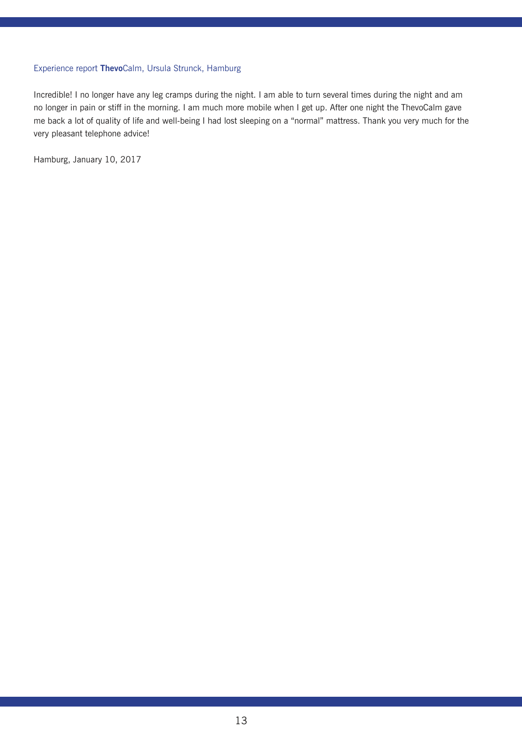### Experience report **Thevo**Calm, Ursula Strunck, Hamburg

Incredible! I no longer have any leg cramps during the night. I am able to turn several times during the night and am no longer in pain or stiff in the morning. I am much more mobile when I get up. After one night the ThevoCalm gave me back a lot of quality of life and well-being I had lost sleeping on a “normal” mattress. Thank you very much for the very pleasant telephone advice!

Hamburg, January 10, 2017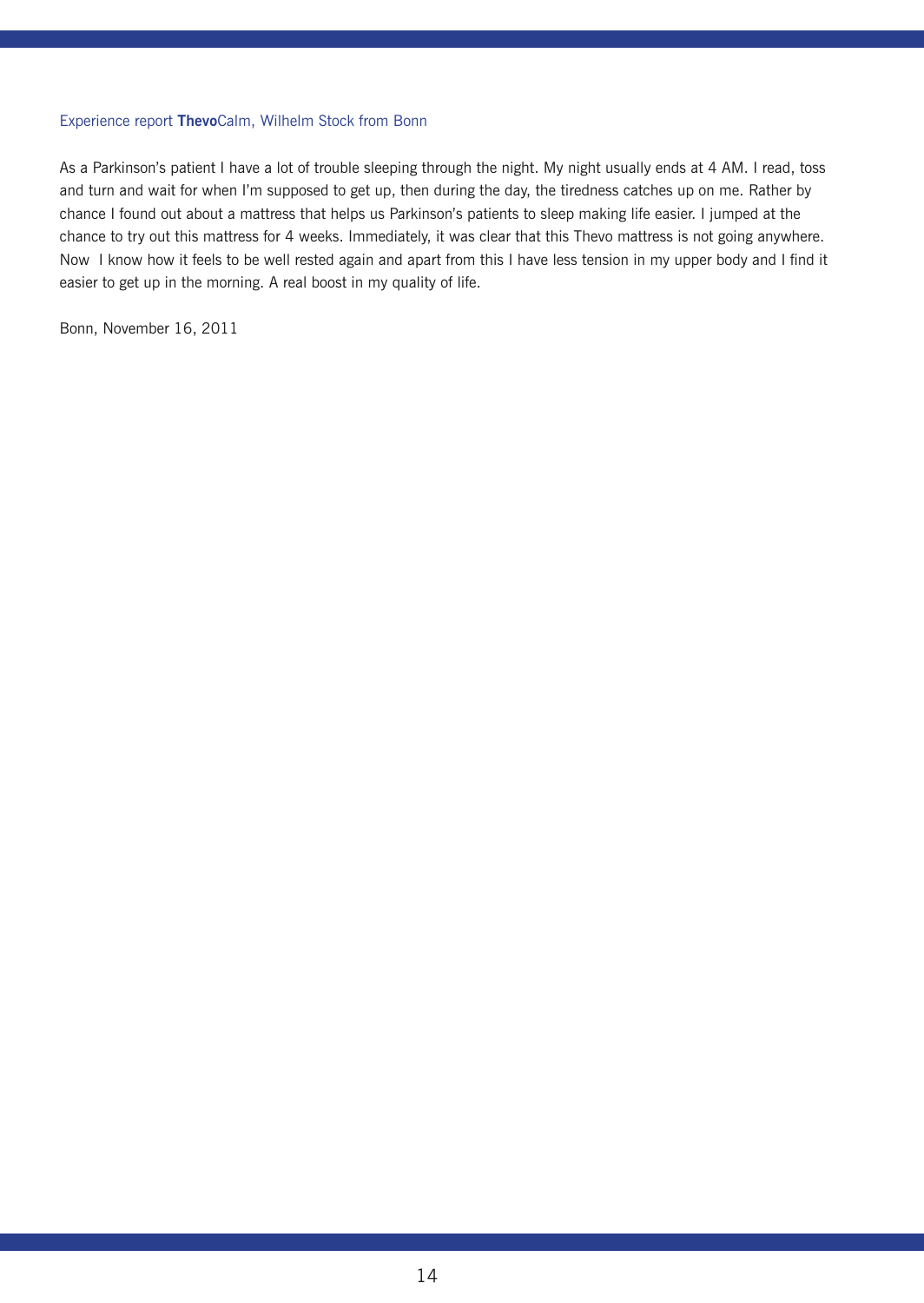Experience report **Thevo**Calm, Wilhelm Stock from Bonn

As a Parkinson's patient I have a lot of trouble sleeping through the night. My night usually ends at 4 AM. I read, toss and turn and wait for when I'm supposed to get up, then during the day, the tiredness catches up on me. Rather by chance I found out about a mattress that helps us Parkinson's patients to sleep making life easier. I jumped at the chance to try out this mattress for 4 weeks. Immediately, it was clear that this Thevo mattress is not going anywhere. Now I know how it feels to be well rested again and apart from this I have less tension in my upper body and I find it easier to get up in the morning. A real boost in my quality of life.

Bonn, November 16, 2011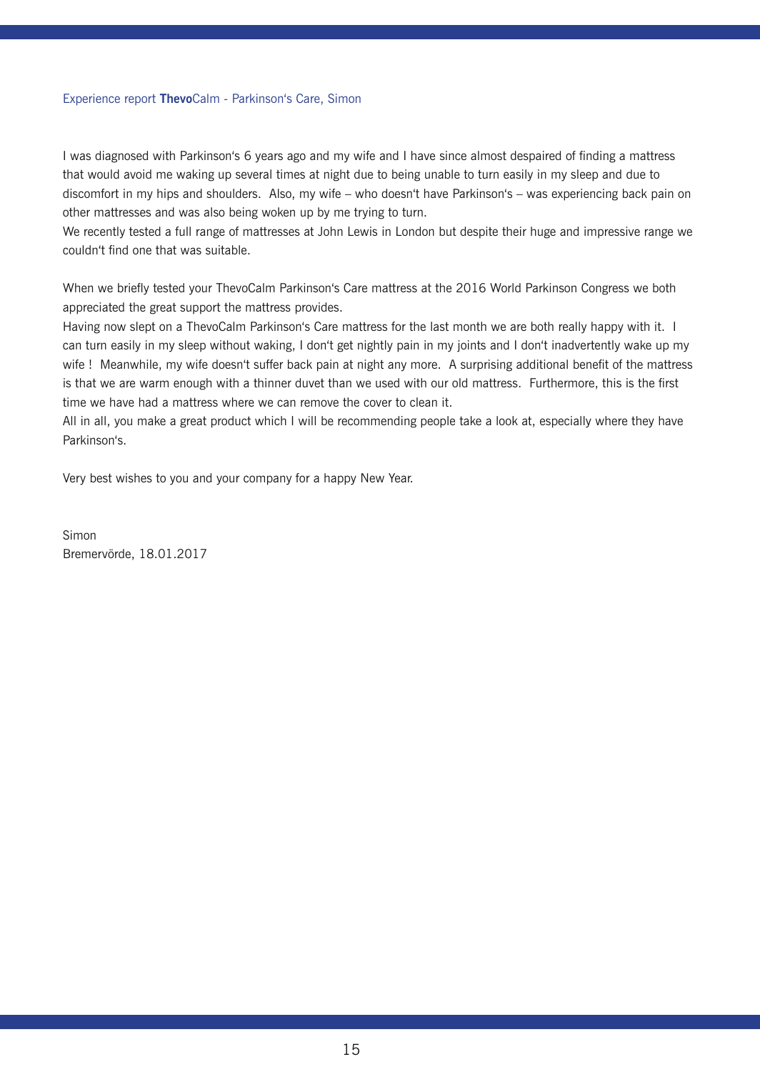Experience report **Thevo**Calm - Parkinson‘s Care, Simon

I was diagnosed with Parkinson‘s 6 years ago and my wife and I have since almost despaired of finding a mattress that would avoid me waking up several times at night due to being unable to turn easily in my sleep and due to discomfort in my hips and shoulders. Also, my wife – who doesn‘t have Parkinson‘s – was experiencing back pain on other mattresses and was also being woken up by me trying to turn.
We recently tested a full range of mattresses at John Lewis in London but despite their huge and impressive range we couldn‘t find one that was suitable.

When we briefly tested your ThevoCalm Parkinson‘s Care mattress at the 2016 World Parkinson Congress we both appreciated the great support the mattress provides.
Having now slept on a ThevoCalm Parkinson‘s Care mattress for the last month we are both really happy with it. I can turn easily in my sleep without waking, I don‘t get nightly pain in my joints and I don‘t inadvertently wake up my wife ! Meanwhile, my wife doesn‘t suffer back pain at night any more. A surprising additional benefit of the mattress is that we are warm enough with a thinner duvet than we used with our old mattress. Furthermore, this is the first time we have had a mattress where we can remove the cover to clean it.
All in all, you make a great product which I will be recommending people take a look at, especially where they have Parkinson‘s.

Very best wishes to you and your company for a happy New Year.

Simon
Bremervörde, 18.01.2017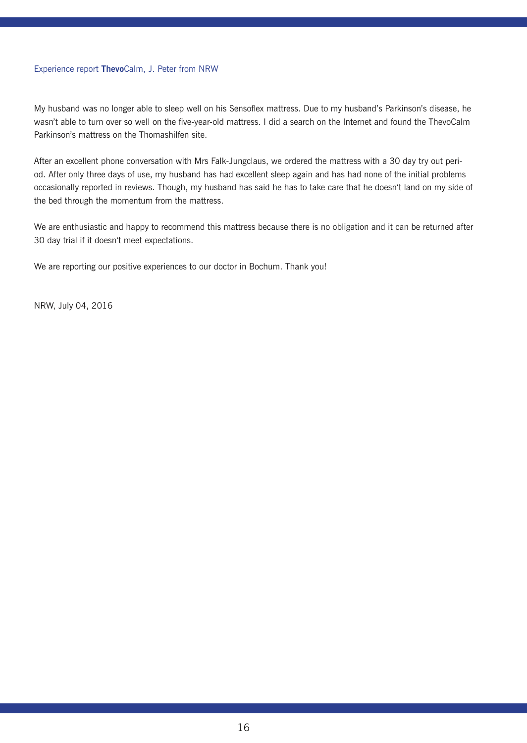Experience report **Thevo**Calm, J. Peter from NRW

My husband was no longer able to sleep well on his Sensoflex mattress. Due to my husband's Parkinson's disease, he wasn't able to turn over so well on the five-year-old mattress. I did a search on the Internet and found the ThevoCalm Parkinson's mattress on the Thomashilfen site.

After an excellent phone conversation with Mrs Falk-Jungclaus, we ordered the mattress with a 30 day try out period. After only three days of use, my husband has had excellent sleep again and has had none of the initial problems occasionally reported in reviews. Though, my husband has said he has to take care that he doesn't land on my side of the bed through the momentum from the mattress.

We are enthusiastic and happy to recommend this mattress because there is no obligation and it can be returned after 30 day trial if it doesn't meet expectations.

We are reporting our positive experiences to our doctor in Bochum. Thank you!

NRW, July 04, 2016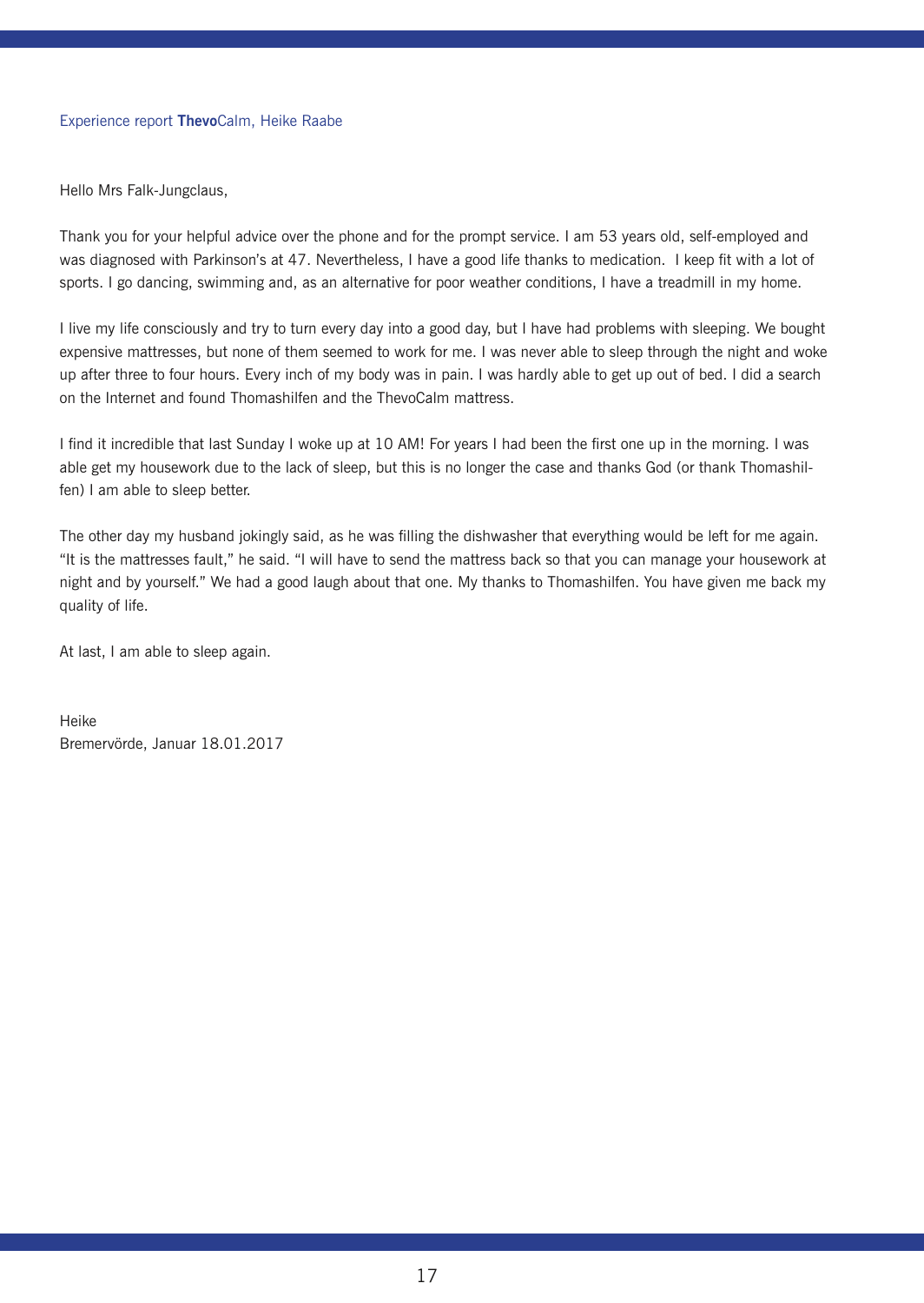Experience report **Thevo**Calm, Heike Raabe

Hello Mrs Falk-Jungclaus,

Thank you for your helpful advice over the phone and for the prompt service. I am 53 years old, self-employed and was diagnosed with Parkinson's at 47. Nevertheless, I have a good life thanks to medication. I keep fit with a lot of sports. I go dancing, swimming and, as an alternative for poor weather conditions, I have a treadmill in my home.

I live my life consciously and try to turn every day into a good day, but I have had problems with sleeping. We bought expensive mattresses, but none of them seemed to work for me. I was never able to sleep through the night and woke up after three to four hours. Every inch of my body was in pain. I was hardly able to get up out of bed. I did a search on the Internet and found Thomashilfen and the ThevoCalm mattress.

I find it incredible that last Sunday I woke up at 10 AM! For years I had been the first one up in the morning. I was able get my housework due to the lack of sleep, but this is no longer the case and thanks God (or thank Thomashilfen) I am able to sleep better.

The other day my husband jokingly said, as he was filling the dishwasher that everything would be left for me again. "It is the mattresses fault," he said. "I will have to send the mattress back so that you can manage your housework at night and by yourself." We had a good laugh about that one. My thanks to Thomashilfen. You have given me back my quality of life.

At last, I am able to sleep again.

Heike
Bremervörde, Januar 18.01.2017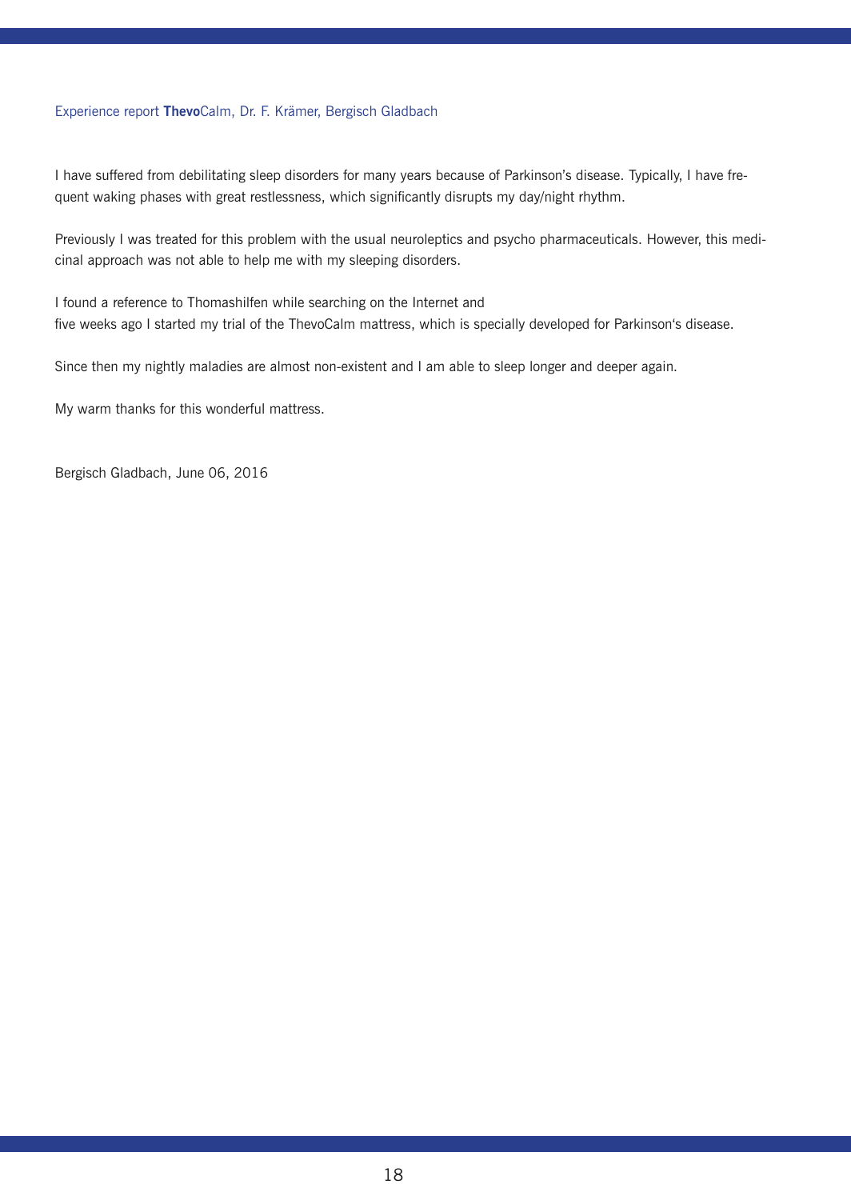Experience report **Thevo**Calm, Dr. F. Krämer, Bergisch Gladbach

I have suffered from debilitating sleep disorders for many years because of Parkinson's disease. Typically, I have frequent waking phases with great restlessness, which significantly disrupts my day/night rhythm.

Previously I was treated for this problem with the usual neuroleptics and psycho pharmaceuticals. However, this medicinal approach was not able to help me with my sleeping disorders.

I found a reference to Thomashilfen while searching on the Internet and
five weeks ago I started my trial of the ThevoCalm mattress, which is specially developed for Parkinson's disease.

Since then my nightly maladies are almost non-existent and I am able to sleep longer and deeper again.

My warm thanks for this wonderful mattress.

Bergisch Gladbach, June 06, 2016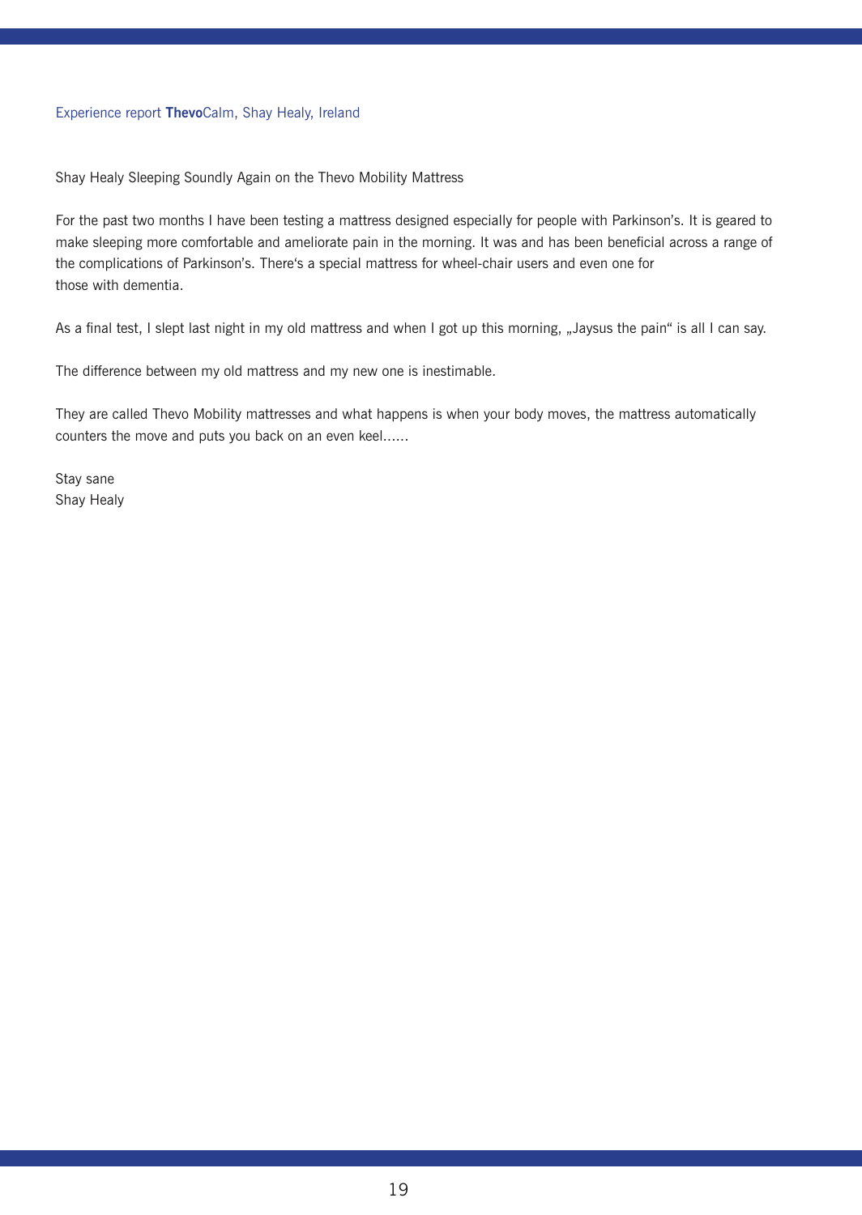Experience report **Thevo**Calm, Shay Healy, Ireland

Shay Healy Sleeping Soundly Again on the Thevo Mobility Mattress

For the past two months I have been testing a mattress designed especially for people with Parkinson's. It is geared to make sleeping more comfortable and ameliorate pain in the morning. It was and has been beneficial across a range of the complications of Parkinson's. There's a special mattress for wheel-chair users and even one for those with dementia.

As a final test, I slept last night in my old mattress and when I got up this morning, „Jaysus the pain" is all I can say.

The difference between my old mattress and my new one is inestimable.

They are called Thevo Mobility mattresses and what happens is when your body moves, the mattress automatically counters the move and puts you back on an even keel……

Stay sane
Shay Healy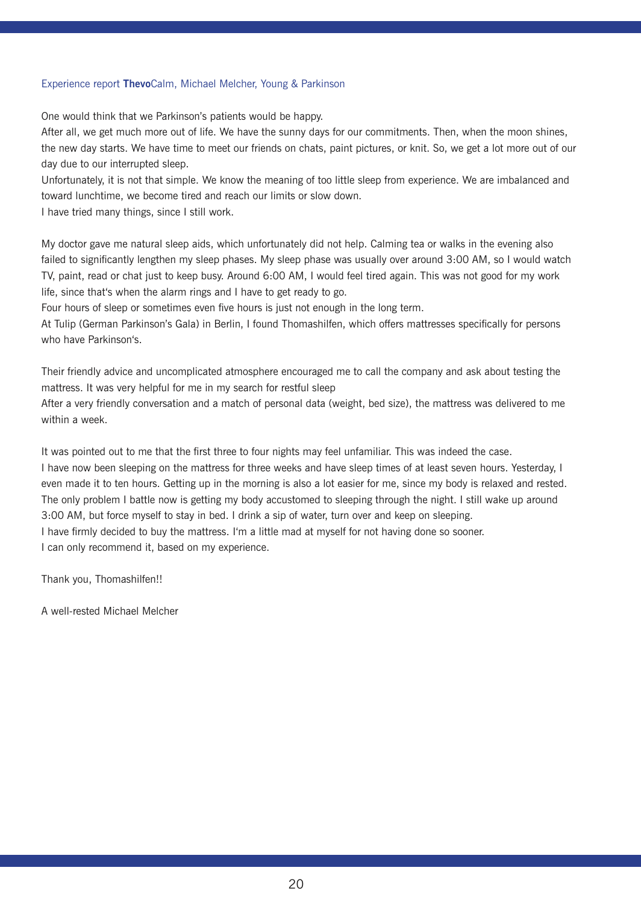Experience report **Thevo**Calm, Michael Melcher, Young & Parkinson

One would think that we Parkinson's patients would be happy.
After all, we get much more out of life. We have the sunny days for our commitments. Then, when the moon shines, the new day starts. We have time to meet our friends on chats, paint pictures, or knit. So, we get a lot more out of our day due to our interrupted sleep.
Unfortunately, it is not that simple. We know the meaning of too little sleep from experience. We are imbalanced and toward lunchtime, we become tired and reach our limits or slow down.
I have tried many things, since I still work.

My doctor gave me natural sleep aids, which unfortunately did not help. Calming tea or walks in the evening also failed to significantly lengthen my sleep phases. My sleep phase was usually over around 3:00 AM, so I would watch TV, paint, read or chat just to keep busy. Around 6:00 AM, I would feel tired again. This was not good for my work life, since that's when the alarm rings and I have to get ready to go.
Four hours of sleep or sometimes even five hours is just not enough in the long term.
At Tulip (German Parkinson's Gala) in Berlin, I found Thomashilfen, which offers mattresses specifically for persons who have Parkinson's.

Their friendly advice and uncomplicated atmosphere encouraged me to call the company and ask about testing the mattress. It was very helpful for me in my search for restful sleep
After a very friendly conversation and a match of personal data (weight, bed size), the mattress was delivered to me within a week.

It was pointed out to me that the first three to four nights may feel unfamiliar. This was indeed the case.
I have now been sleeping on the mattress for three weeks and have sleep times of at least seven hours. Yesterday, I even made it to ten hours. Getting up in the morning is also a lot easier for me, since my body is relaxed and rested.
The only problem I battle now is getting my body accustomed to sleeping through the night. I still wake up around 3:00 AM, but force myself to stay in bed. I drink a sip of water, turn over and keep on sleeping.
I have firmly decided to buy the mattress. I'm a little mad at myself for not having done so sooner.
I can only recommend it, based on my experience.

Thank you, Thomashilfen!!

A well-rested Michael Melcher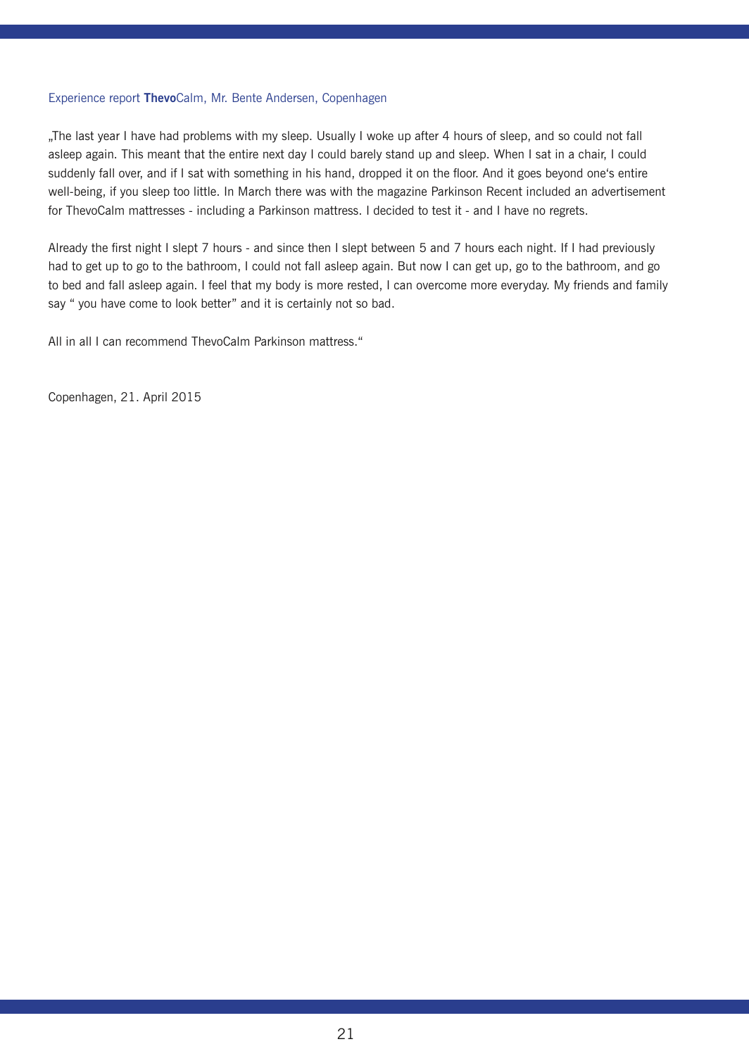Experience report **Thevo**Calm, Mr. Bente Andersen, Copenhagen

„The last year I have had problems with my sleep. Usually I woke up after 4 hours of sleep, and so could not fall asleep again. This meant that the entire next day I could barely stand up and sleep. When I sat in a chair, I could suddenly fall over, and if I sat with something in his hand, dropped it on the floor. And it goes beyond one's entire well-being, if you sleep too little. In March there was with the magazine Parkinson Recent included an advertisement for ThevoCalm mattresses - including a Parkinson mattress. I decided to test it - and I have no regrets.

Already the first night I slept 7 hours - and since then I slept between 5 and 7 hours each night. If I had previously had to get up to go to the bathroom, I could not fall asleep again. But now I can get up, go to the bathroom, and go to bed and fall asleep again. I feel that my body is more rested, I can overcome more everyday. My friends and family say " you have come to look better" and it is certainly not so bad.

All in all I can recommend ThevoCalm Parkinson mattress."

Copenhagen, 21. April 2015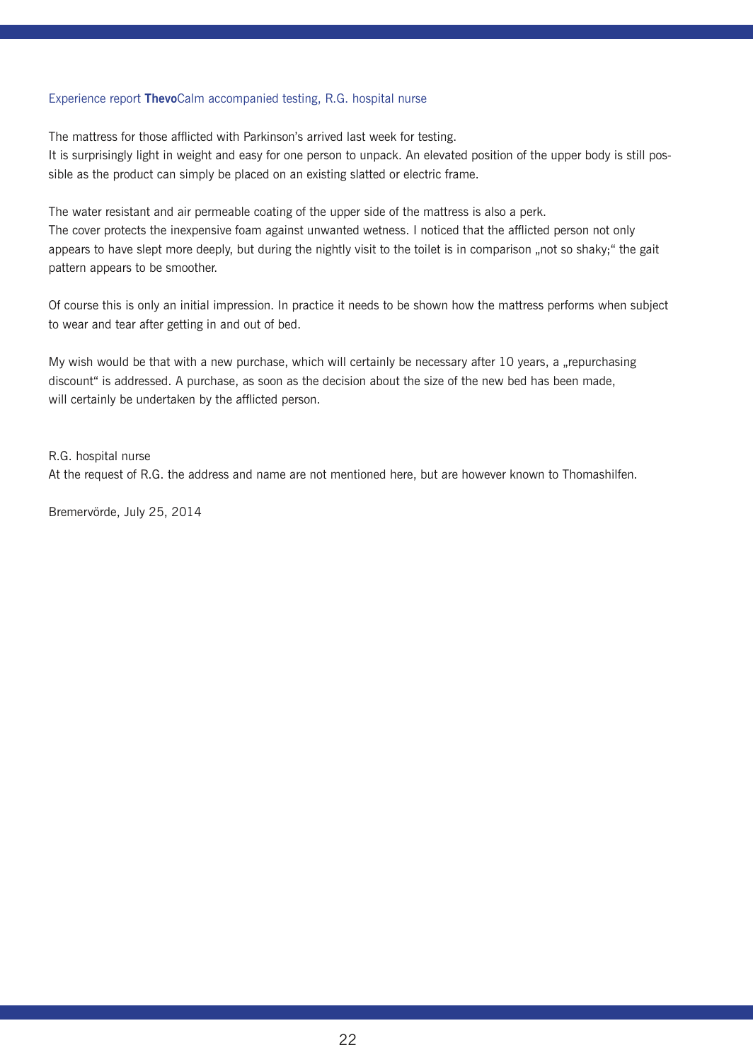Experience report **Thevo**Calm accompanied testing, R.G. hospital nurse

The mattress for those afflicted with Parkinson's arrived last week for testing.
It is surprisingly light in weight and easy for one person to unpack. An elevated position of the upper body is still possible as the product can simply be placed on an existing slatted or electric frame.

The water resistant and air permeable coating of the upper side of the mattress is also a perk.
The cover protects the inexpensive foam against unwanted wetness. I noticed that the afflicted person not only appears to have slept more deeply, but during the nightly visit to the toilet is in comparison „not so shaky;" the gait pattern appears to be smoother.

Of course this is only an initial impression. In practice it needs to be shown how the mattress performs when subject to wear and tear after getting in and out of bed.

My wish would be that with a new purchase, which will certainly be necessary after 10 years, a „repurchasing discount" is addressed. A purchase, as soon as the decision about the size of the new bed has been made, will certainly be undertaken by the afflicted person.

R.G. hospital nurse
At the request of R.G. the address and name are not mentioned here, but are however known to Thomashilfen.

Bremervörde, July 25, 2014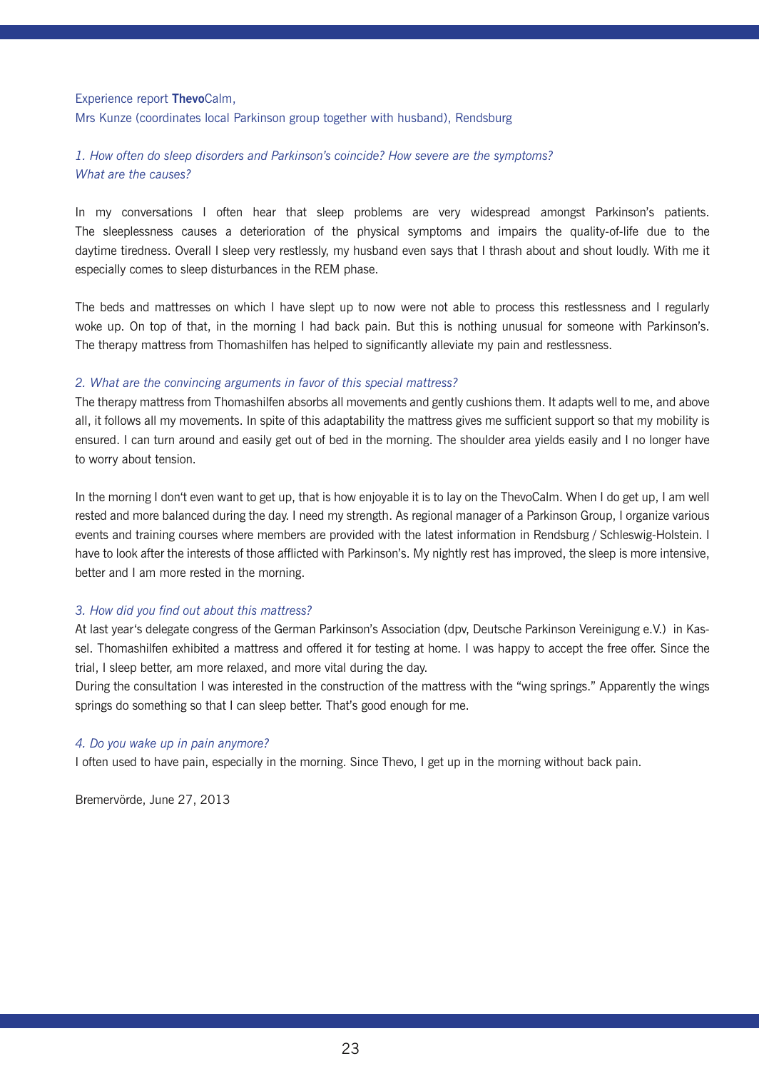Experience report **Thevo**Calm,
Mrs Kunze (coordinates local Parkinson group together with husband), Rendsburg

*1. How often do sleep disorders and Parkinson's coincide? How severe are the symptoms? What are the causes?*

In my conversations I often hear that sleep problems are very widespread amongst Parkinson's patients. The sleeplessness causes a deterioration of the physical symptoms and impairs the quality-of-life due to the daytime tiredness. Overall I sleep very restlessly, my husband even says that I thrash about and shout loudly. With me it especially comes to sleep disturbances in the REM phase.

The beds and mattresses on which I have slept up to now were not able to process this restlessness and I regularly woke up. On top of that, in the morning I had back pain. But this is nothing unusual for someone with Parkinson's. The therapy mattress from Thomashilfen has helped to significantly alleviate my pain and restlessness.

*2. What are the convincing arguments in favor of this special mattress?*

The therapy mattress from Thomashilfen absorbs all movements and gently cushions them. It adapts well to me, and above all, it follows all my movements. In spite of this adaptability the mattress gives me sufficient support so that my mobility is ensured. I can turn around and easily get out of bed in the morning. The shoulder area yields easily and I no longer have to worry about tension.

In the morning I don't even want to get up, that is how enjoyable it is to lay on the ThevoCalm. When I do get up, I am well rested and more balanced during the day. I need my strength. As regional manager of a Parkinson Group, I organize various events and training courses where members are provided with the latest information in Rendsburg / Schleswig-Holstein. I have to look after the interests of those afflicted with Parkinson's. My nightly rest has improved, the sleep is more intensive, better and I am more rested in the morning.

*3. How did you find out about this mattress?*

At last year's delegate congress of the German Parkinson's Association (dpv, Deutsche Parkinson Vereinigung e.V.) in Kassel. Thomashilfen exhibited a mattress and offered it for testing at home. I was happy to accept the free offer. Since the trial, I sleep better, am more relaxed, and more vital during the day.
During the consultation I was interested in the construction of the mattress with the "wing springs." Apparently the wings springs do something so that I can sleep better. That's good enough for me.

*4. Do you wake up in pain anymore?*

I often used to have pain, especially in the morning. Since Thevo, I get up in the morning without back pain.

Bremervörde, June 27, 2013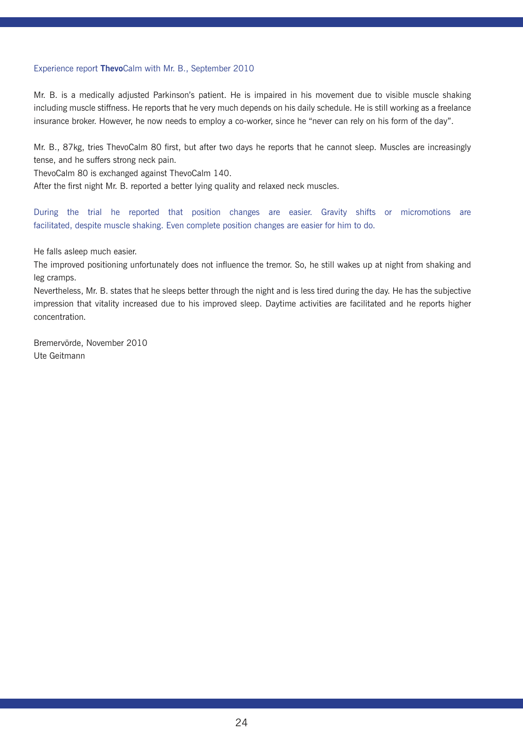## Experience report **Thevo**Calm with Mr. B., September 2010

Mr. B. is a medically adjusted Parkinson's patient. He is impaired in his movement due to visible muscle shaking including muscle stiffness. He reports that he very much depends on his daily schedule. He is still working as a freelance insurance broker. However, he now needs to employ a co-worker, since he "never can rely on his form of the day".

Mr. B., 87kg, tries ThevoCalm 80 first, but after two days he reports that he cannot sleep. Muscles are increasingly tense, and he suffers strong neck pain.
ThevoCalm 80 is exchanged against ThevoCalm 140.
After the first night Mr. B. reported a better lying quality and relaxed neck muscles.

During the trial he reported that position changes are easier. Gravity shifts or micromotions are facilitated, despite muscle shaking. Even complete position changes are easier for him to do.

He falls asleep much easier.
The improved positioning unfortunately does not influence the tremor. So, he still wakes up at night from shaking and leg cramps.
Nevertheless, Mr. B. states that he sleeps better through the night and is less tired during the day. He has the subjective impression that vitality increased due to his improved sleep. Daytime activities are facilitated and he reports higher concentration.

Bremervörde, November 2010
Ute Geitmann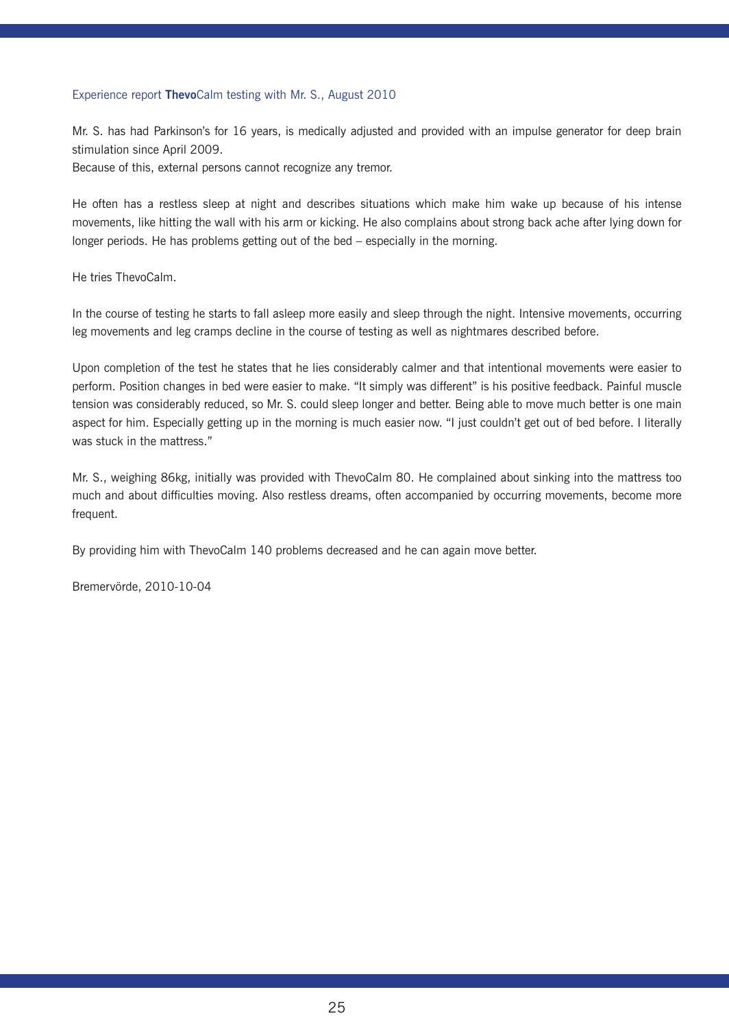## Experience report **Thevo**Calm testing with Mr. S., August 2010

Mr. S. has had Parkinson's for 16 years, is medically adjusted and provided with an impulse generator for deep brain stimulation since April 2009.
Because of this, external persons cannot recognize any tremor.

He often has a restless sleep at night and describes situations which make him wake up because of his intense movements, like hitting the wall with his arm or kicking. He also complains about strong back ache after lying down for longer periods. He has problems getting out of the bed – especially in the morning.

He tries ThevoCalm.

In the course of testing he starts to fall asleep more easily and sleep through the night. Intensive movements, occurring leg movements and leg cramps decline in the course of testing as well as nightmares described before.

Upon completion of the test he states that he lies considerably calmer and that intentional movements were easier to perform. Position changes in bed were easier to make. "It simply was different" is his positive feedback. Painful muscle tension was considerably reduced, so Mr. S. could sleep longer and better. Being able to move much better is one main aspect for him. Especially getting up in the morning is much easier now. "I just couldn't get out of bed before. I literally was stuck in the mattress."

Mr. S., weighing 86kg, initially was provided with ThevoCalm 80. He complained about sinking into the mattress too much and about difficulties moving. Also restless dreams, often accompanied by occurring movements, become more frequent.

By providing him with ThevoCalm 140 problems decreased and he can again move better.

Bremervörde, 2010-10-04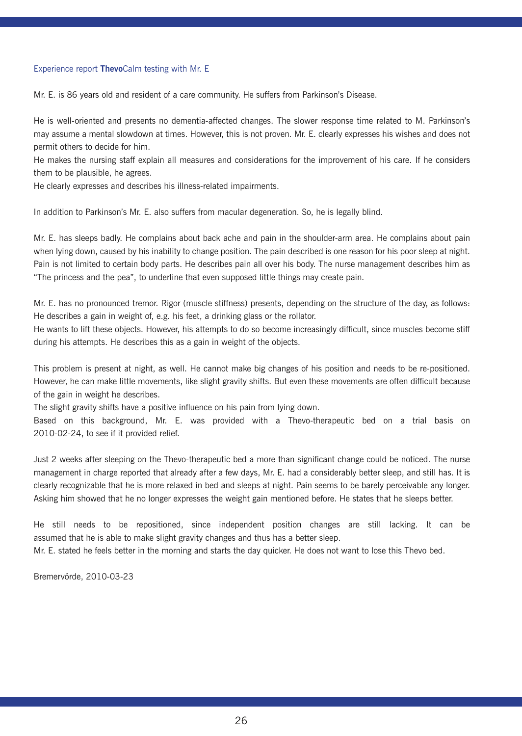## Experience report **Thevo**Calm testing with Mr. E

Mr. E. is 86 years old and resident of a care community. He suffers from Parkinson's Disease.

He is well-oriented and presents no dementia-affected changes. The slower response time related to M. Parkinson's may assume a mental slowdown at times. However, this is not proven. Mr. E. clearly expresses his wishes and does not permit others to decide for him.
He makes the nursing staff explain all measures and considerations for the improvement of his care. If he considers them to be plausible, he agrees.
He clearly expresses and describes his illness-related impairments.

In addition to Parkinson's Mr. E. also suffers from macular degeneration. So, he is legally blind.

Mr. E. has sleeps badly. He complains about back ache and pain in the shoulder-arm area. He complains about pain when lying down, caused by his inability to change position. The pain described is one reason for his poor sleep at night. Pain is not limited to certain body parts. He describes pain all over his body. The nurse management describes him as "The princess and the pea", to underline that even supposed little things may create pain.

Mr. E. has no pronounced tremor. Rigor (muscle stiffness) presents, depending on the structure of the day, as follows: He describes a gain in weight of, e.g. his feet, a drinking glass or the rollator.
He wants to lift these objects. However, his attempts to do so become increasingly difficult, since muscles become stiff during his attempts. He describes this as a gain in weight of the objects.

This problem is present at night, as well. He cannot make big changes of his position and needs to be re-positioned. However, he can make little movements, like slight gravity shifts. But even these movements are often difficult because of the gain in weight he describes.
The slight gravity shifts have a positive influence on his pain from lying down.
Based on this background, Mr. E. was provided with a Thevo-therapeutic bed on a trial basis on 2010-02-24, to see if it provided relief.

Just 2 weeks after sleeping on the Thevo-therapeutic bed a more than significant change could be noticed. The nurse management in charge reported that already after a few days, Mr. E. had a considerably better sleep, and still has. It is clearly recognizable that he is more relaxed in bed and sleeps at night. Pain seems to be barely perceivable any longer. Asking him showed that he no longer expresses the weight gain mentioned before. He states that he sleeps better.

He still needs to be repositioned, since independent position changes are still lacking. It can be assumed that he is able to make slight gravity changes and thus has a better sleep.
Mr. E. stated he feels better in the morning and starts the day quicker. He does not want to lose this Thevo bed.

Bremervörde, 2010-03-23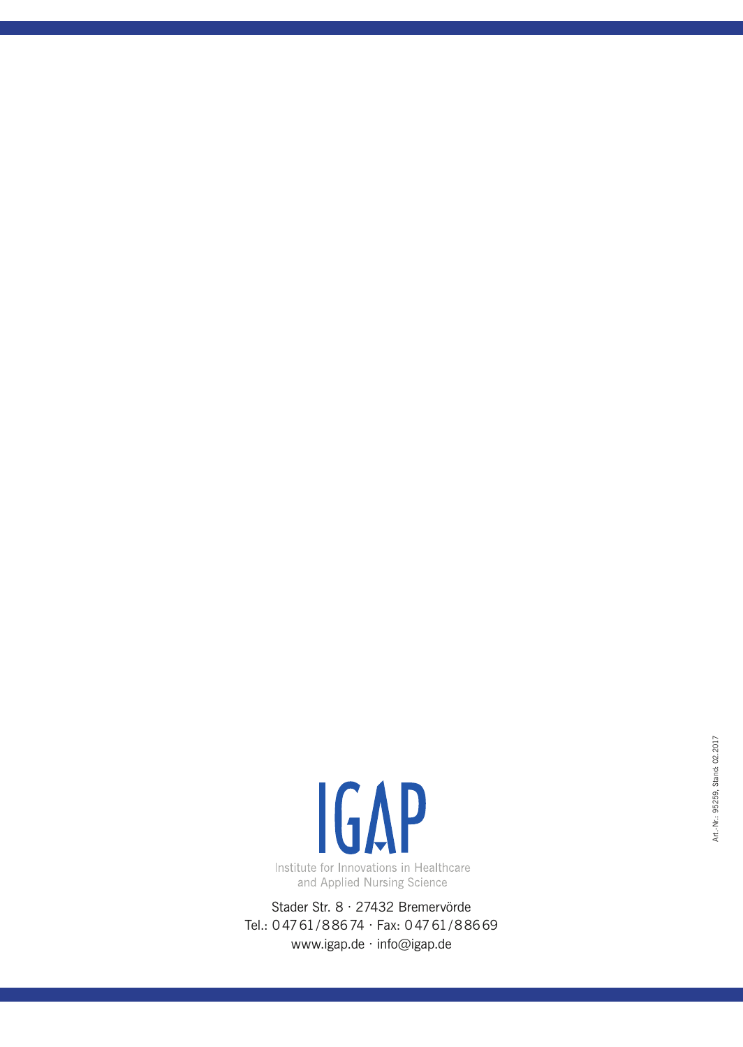IGAP

Institute for Innovations in Healthcare
and Applied Nursing Science

Stader Str. 8 · 27432 Bremervörde
Tel.: 0 47 61 / 8 86 74 · Fax: 0 47 61 / 8 86 69
www.igap.de · info@igap.de

Art.-Nr.: 95259, Stand: 02.2017